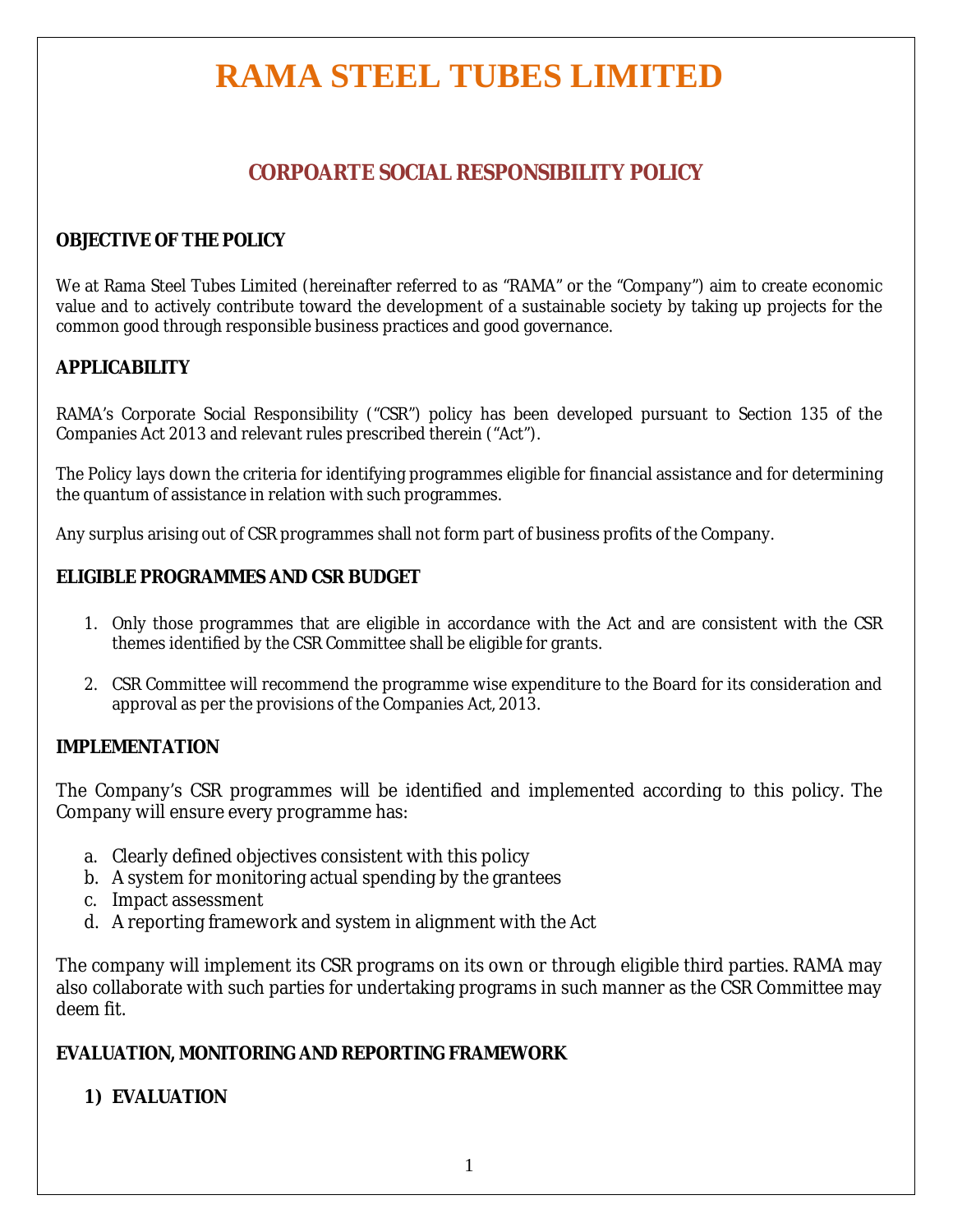# RAMA STEEL TUBES LIMITED

## CORPOARTE SOCIAL RESPONSIBILITY POLICY

### OBJECTIVE OF THE POLICY

We at Rama Steel Tubes Limited (hereinafter referred to as "RAMA" or the "Company") aim to create economic value and to actively contribute toward the development of a sustainable society by taking up projects for the common good through responsible business practices and good governance.

### APPLICABILITY

RAMA's Corporate Social Responsibility ("CSR") policy has been developed pursuant to Section 135 of the Companies Act 2013 and relevant rules prescribed therein ("Act").

The Policy lays down the criteria for identifying programmes eligible for financial assistance and for determining the quantum of assistance in relation with such programmes.

Any surplus arising out of CSR programmes shall not form part of business profits of the Company.

### ELIGIBLE PROGRAMMES AND CSR BUDGET

1. Only those programmes that are eligible in accordance with the Act and are consistent with the CSR themes identified by the CSR Committee shall be eligible for grants.

2. CSR Committee will recommend the programme wise expenditure to the Board for its consideration and approval as per the provisions of the Companies Act, 2013.

### IMPLEMENTATION

The Company's CSR programmes will be identified and implemented according to this policy. The Company will ensure every programme has:

a. Clearly defined objectives consistent with this policy
b. A system for monitoring actual spending by the grantees
c. Impact assessment
d. A reporting framework and system in alignment with the Act

The company will implement its CSR programs on its own or through eligible third parties. RAMA may also collaborate with such parties for undertaking programs in such manner as the CSR Committee may deem fit.

### EVALUATION, MONITORING AND REPORTING FRAMEWORK

#### 1) EVALUATION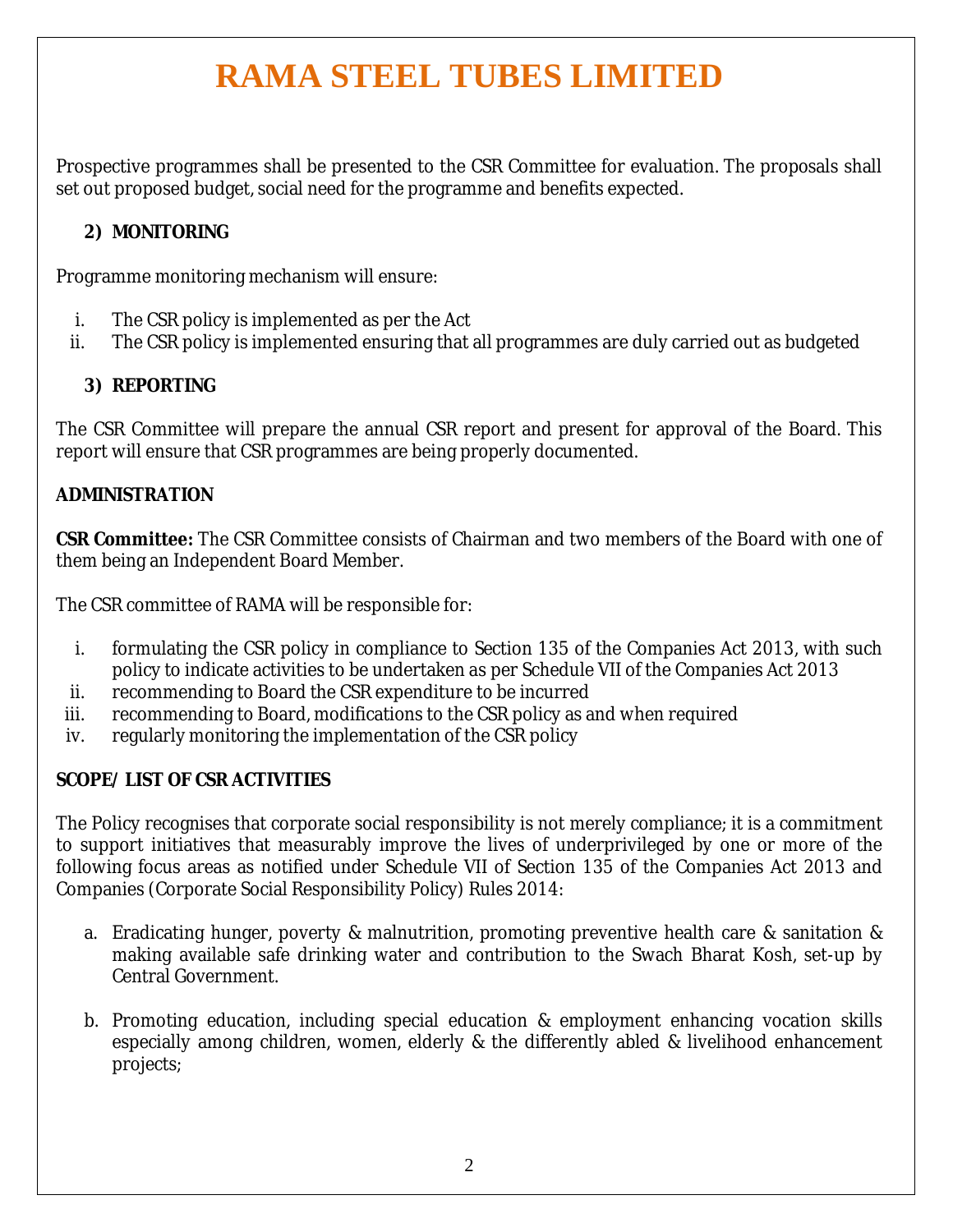Prospective programmes shall be presented to the CSR Committee for evaluation. The proposals shall set out proposed budget, social need for the programme and benefits expected.

**2) MONITORING**

Programme monitoring mechanism will ensure:

i. The CSR policy is implemented as per the Act
ii. The CSR policy is implemented ensuring that all programmes are duly carried out as budgeted

**3) REPORTING**

The CSR Committee will prepare the annual CSR report and present for approval of the Board. This report will ensure that CSR programmes are being properly documented.

**ADMINISTRATION**

**CSR Committee:** The CSR Committee consists of Chairman and two members of the Board with one of them being an Independent Board Member.

The CSR committee of RAMA will be responsible for:

i. formulating the CSR policy in compliance to Section 135 of the Companies Act 2013, with such policy to indicate activities to be undertaken as per Schedule VII of the Companies Act 2013
ii. recommending to Board the CSR expenditure to be incurred
iii. recommending to Board, modifications to the CSR policy as and when required
iv. regularly monitoring the implementation of the CSR policy

**SCOPE/ LIST OF CSR ACTIVITIES**

The Policy recognises that corporate social responsibility is not merely compliance; it is a commitment to support initiatives that measurably improve the lives of underprivileged by one or more of the following focus areas as notified under Schedule VII of Section 135 of the Companies Act 2013 and Companies (Corporate Social Responsibility Policy) Rules 2014:

a. Eradicating hunger, poverty & malnutrition, promoting preventive health care & sanitation & making available safe drinking water and contribution to the Swach Bharat Kosh, set-up by Central Government.

b. Promoting education, including special education & employment enhancing vocation skills especially among children, women, elderly & the differently abled & livelihood enhancement projects;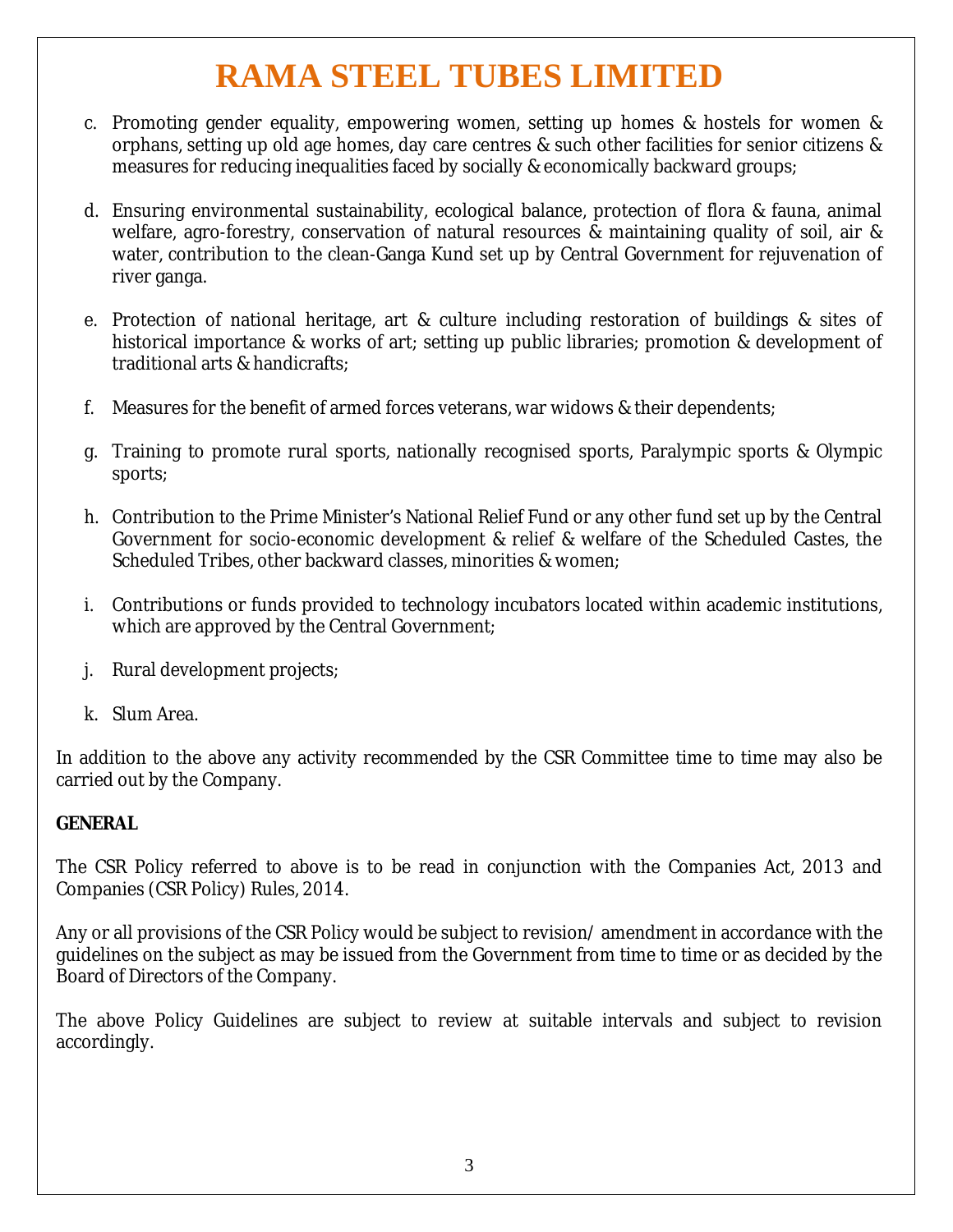# RAMA STEEL TUBES LIMITED

c. Promoting gender equality, empowering women, setting up homes & hostels for women & orphans, setting up old age homes, day care centres & such other facilities for senior citizens & measures for reducing inequalities faced by socially & economically backward groups;

d. Ensuring environmental sustainability, ecological balance, protection of flora & fauna, animal welfare, agro-forestry, conservation of natural resources & maintaining quality of soil, air & water, contribution to the clean-Ganga Kund set up by Central Government for rejuvenation of river ganga.

e. Protection of national heritage, art & culture including restoration of buildings & sites of historical importance & works of art; setting up public libraries; promotion & development of traditional arts & handicrafts;

f. Measures for the benefit of armed forces veterans, war widows & their dependents;

g. Training to promote rural sports, nationally recognised sports, Paralympic sports & Olympic sports;

h. Contribution to the Prime Minister's National Relief Fund or any other fund set up by the Central Government for socio-economic development & relief & welfare of the Scheduled Castes, the Scheduled Tribes, other backward classes, minorities & women;

i. Contributions or funds provided to technology incubators located within academic institutions, which are approved by the Central Government;

j. Rural development projects;

k. Slum Area.

In addition to the above any activity recommended by the CSR Committee time to time may also be carried out by the Company.

**GENERAL**

The CSR Policy referred to above is to be read in conjunction with the Companies Act, 2013 and Companies (CSR Policy) Rules, 2014.

Any or all provisions of the CSR Policy would be subject to revision/ amendment in accordance with the guidelines on the subject as may be issued from the Government from time to time or as decided by the Board of Directors of the Company.

The above Policy Guidelines are subject to review at suitable intervals and subject to revision accordingly.